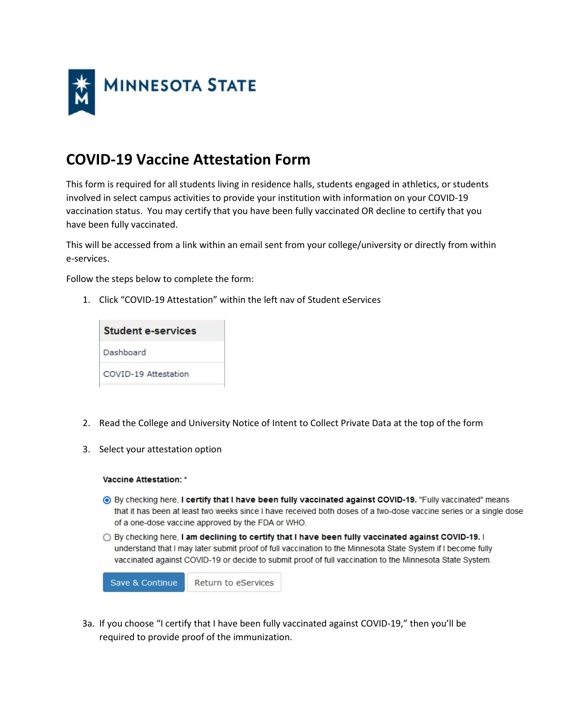# MINNESOTA STATE

## COVID-19 Vaccine Attestation Form

This form is required for all students living in residence halls, students engaged in athletics, or students involved in select campus activities to provide your institution with information on your COVID-19 vaccination status. You may certify that you have been fully vaccinated OR decline to certify that you have been fully vaccinated.

This will be accessed from a link within an email sent from your college/university or directly from within e-services.

Follow the steps below to complete the form:

1. Click "COVID-19 Attestation" within the left nav of Student eServices

   **Student e-services**
   - Dashboard
   - COVID-19 Attestation

2. Read the College and University Notice of Intent to Collect Private Data at the top of the form

3. Select your attestation option

   **Vaccine Attestation:** *

   - (◉) By checking here, **I certify that I have been fully vaccinated against COVID-19.** "Fully vaccinated" means that it has been at least two weeks since I have received both doses of a two-dose vaccine series or a single dose of a one-dose vaccine approved by the FDA or WHO.
   - ( ) By checking here, **I am declining to certify that I have been fully vaccinated against COVID-19.** I understand that I may later submit proof of full vaccination to the Minnesota State System if I become fully vaccinated against COVID-19 or decide to submit proof of full vaccination to the Minnesota State System.

   [Save & Continue] [Return to eServices]

3a. If you choose "I certify that I have been fully vaccinated against COVID-19," then you'll be required to provide proof of the immunization.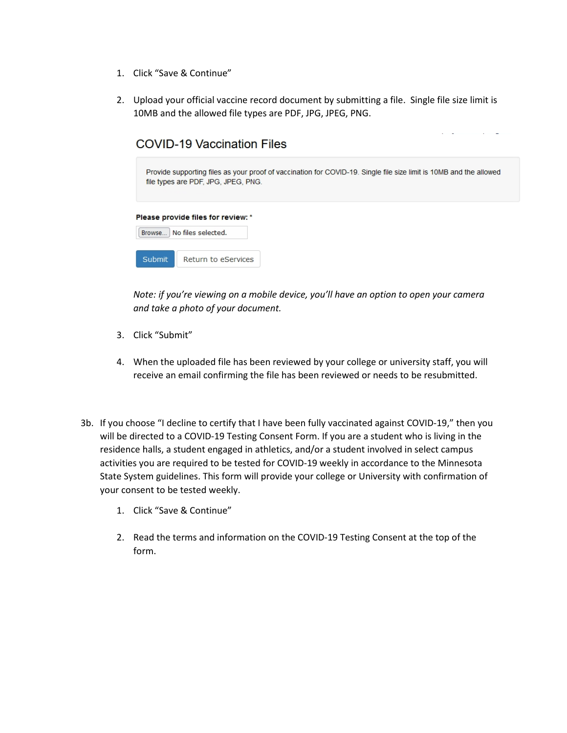1. Click "Save & Continue"

2. Upload your official vaccine record document by submitting a file. Single file size limit is 10MB and the allowed file types are PDF, JPG, JPEG, PNG.

   ### COVID-19 Vaccination Files

   Provide supporting files as your proof of vaccination for COVID-19. Single file size limit is 10MB and the allowed file types are PDF, JPG, JPEG, PNG.

   **Please provide files for review:** *

   Browse... No files selected.

   Submit | Return to eServices

   *Note: if you're viewing on a mobile device, you'll have an option to open your camera and take a photo of your document.*

3. Click "Submit"

4. When the uploaded file has been reviewed by your college or university staff, you will receive an email confirming the file has been reviewed or needs to be resubmitted.

3b. If you choose "I decline to certify that I have been fully vaccinated against COVID-19," then you will be directed to a COVID-19 Testing Consent Form. If you are a student who is living in the residence halls, a student engaged in athletics, and/or a student involved in select campus activities you are required to be tested for COVID-19 weekly in accordance to the Minnesota State System guidelines. This form will provide your college or University with confirmation of your consent to be tested weekly.

1. Click "Save & Continue"

2. Read the terms and information on the COVID-19 Testing Consent at the top of the form.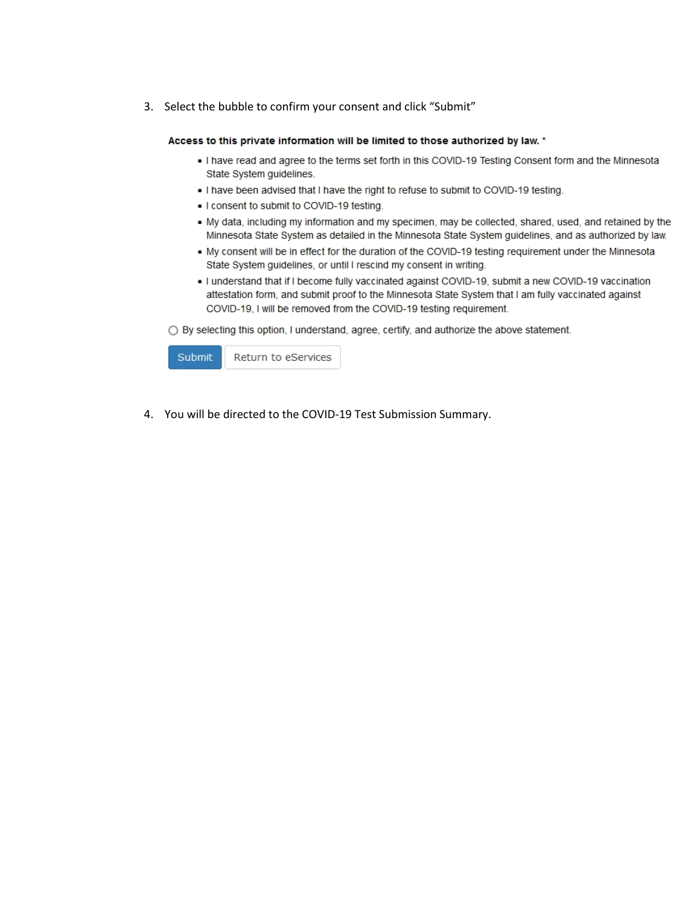3. Select the bubble to confirm your consent and click "Submit"

**Access to this private information will be limited to those authorized by law.** *

- I have read and agree to the terms set forth in this COVID-19 Testing Consent form and the Minnesota State System guidelines.
- I have been advised that I have the right to refuse to submit to COVID-19 testing.
- I consent to submit to COVID-19 testing.
- My data, including my information and my specimen, may be collected, shared, used, and retained by the Minnesota State System as detailed in the Minnesota State System guidelines, and as authorized by law.
- My consent will be in effect for the duration of the COVID-19 testing requirement under the Minnesota State System guidelines, or until I rescind my consent in writing.
- I understand that if I become fully vaccinated against COVID-19, submit a new COVID-19 vaccination attestation form, and submit proof to the Minnesota State System that I am fully vaccinated against COVID-19, I will be removed from the COVID-19 testing requirement.

○ By selecting this option, I understand, agree, certify, and authorize the above statement.

Submit | Return to eServices

4. You will be directed to the COVID-19 Test Submission Summary.